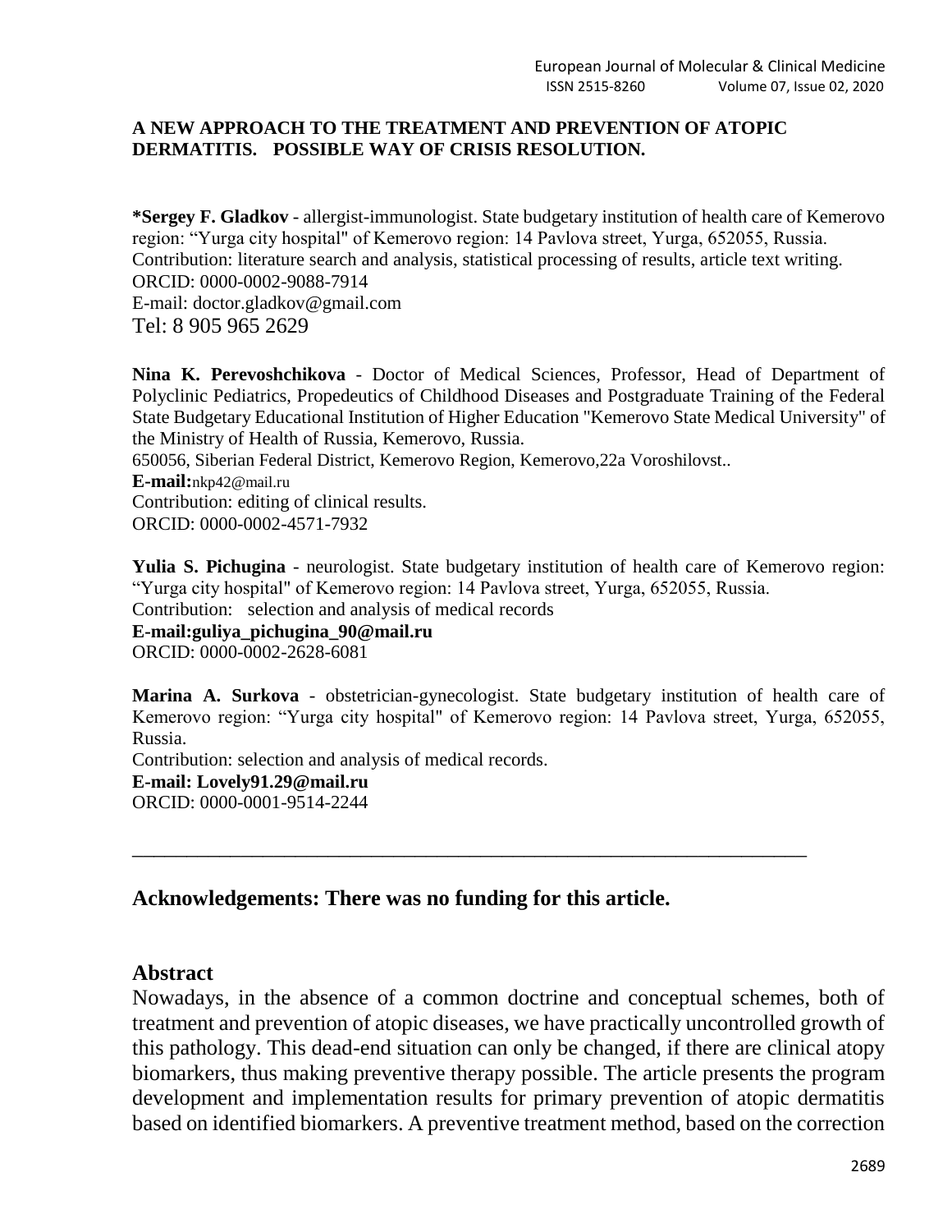# A NEW APPROACH TO THE TREATMENT AND PREVENTION OF ATOPIC DERMATITIS. POSSIBLE WAY OF CRISIS RESOLUTION.

**\*Sergey F. Gladkov** - allergist-immunologist. State budgetary institution of health care of Kemerovo region: "Yurga city hospital" of Kemerovo region: 14 Pavlova street, Yurga, 652055, Russia.
Contribution: literature search and analysis, statistical processing of results, article text writing.
ORCID: 0000-0002-9088-7914
E-mail: doctor.gladkov@gmail.com
Tel: 8 905 965 2629

**Nina K. Perevoshchikova** - Doctor of Medical Sciences, Professor, Head of Department of Polyclinic Pediatrics, Propedeutics of Childhood Diseases and Postgraduate Training of the Federal State Budgetary Educational Institution of Higher Education "Kemerovo State Medical University" of the Ministry of Health of Russia, Kemerovo, Russia.
650056, Siberian Federal District, Kemerovo Region, Kemerovo,22a Voroshilovst..
**E-mail:**nkp42@mail.ru
Contribution: editing of clinical results.
ORCID: 0000-0002-4571-7932

**Yulia S. Pichugina** - neurologist. State budgetary institution of health care of Kemerovo region: "Yurga city hospital" of Kemerovo region: 14 Pavlova street, Yurga, 652055, Russia.
Contribution: selection and analysis of medical records
**E-mail:guliya_pichugina_90@mail.ru**
ORCID: 0000-0002-2628-6081

**Marina A. Surkova** - obstetrician-gynecologist. State budgetary institution of health care of Kemerovo region: "Yurga city hospital" of Kemerovo region: 14 Pavlova street, Yurga, 652055, Russia.
Contribution: selection and analysis of medical records.
**E-mail: Lovely91.29@mail.ru**
ORCID: 0000-0001-9514-2244

---

## Acknowledgements: There was no funding for this article.

## Abstract

Nowadays, in the absence of a common doctrine and conceptual schemes, both of treatment and prevention of atopic diseases, we have practically uncontrolled growth of this pathology. This dead-end situation can only be changed, if there are clinical atopy biomarkers, thus making preventive therapy possible. The article presents the program development and implementation results for primary prevention of atopic dermatitis based on identified biomarkers. A preventive treatment method, based on the correction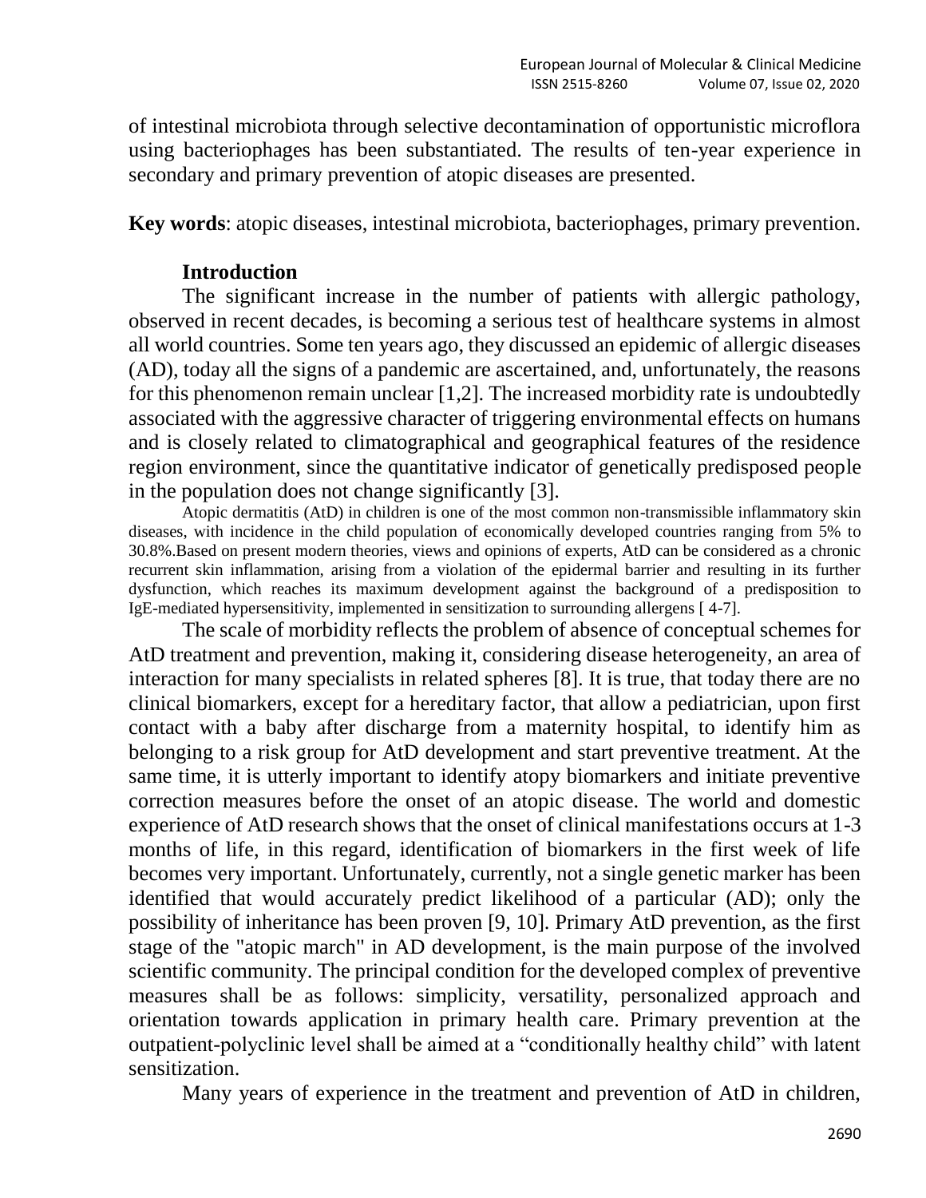of intestinal microbiota through selective decontamination of opportunistic microflora using bacteriophages has been substantiated. The results of ten-year experience in secondary and primary prevention of atopic diseases are presented.

**Key words**: atopic diseases, intestinal microbiota, bacteriophages, primary prevention.

## Introduction

The significant increase in the number of patients with allergic pathology, observed in recent decades, is becoming a serious test of healthcare systems in almost all world countries. Some ten years ago, they discussed an epidemic of allergic diseases (AD), today all the signs of a pandemic are ascertained, and, unfortunately, the reasons for this phenomenon remain unclear [1,2]. The increased morbidity rate is undoubtedly associated with the aggressive character of triggering environmental effects on humans and is closely related to climatographical and geographical features of the residence region environment, since the quantitative indicator of genetically predisposed people in the population does not change significantly [3].

Atopic dermatitis (AtD) in children is one of the most common non-transmissible inflammatory skin diseases, with incidence in the child population of economically developed countries ranging from 5% to 30.8%.Based on present modern theories, views and opinions of experts, AtD can be considered as a chronic recurrent skin inflammation, arising from a violation of the epidermal barrier and resulting in its further dysfunction, which reaches its maximum development against the background of a predisposition to IgE-mediated hypersensitivity, implemented in sensitization to surrounding allergens [ 4-7].

The scale of morbidity reflects the problem of absence of conceptual schemes for AtD treatment and prevention, making it, considering disease heterogeneity, an area of interaction for many specialists in related spheres [8]. It is true, that today there are no clinical biomarkers, except for a hereditary factor, that allow a pediatrician, upon first contact with a baby after discharge from a maternity hospital, to identify him as belonging to a risk group for AtD development and start preventive treatment. At the same time, it is utterly important to identify atopy biomarkers and initiate preventive correction measures before the onset of an atopic disease. The world and domestic experience of AtD research shows that the onset of clinical manifestations occurs at 1-3 months of life, in this regard, identification of biomarkers in the first week of life becomes very important. Unfortunately, currently, not a single genetic marker has been identified that would accurately predict likelihood of a particular (AD); only the possibility of inheritance has been proven [9, 10]. Primary AtD prevention, as the first stage of the "atopic march" in AD development, is the main purpose of the involved scientific community. The principal condition for the developed complex of preventive measures shall be as follows: simplicity, versatility, personalized approach and orientation towards application in primary health care. Primary prevention at the outpatient-polyclinic level shall be aimed at a "conditionally healthy child" with latent sensitization.

Many years of experience in the treatment and prevention of AtD in children,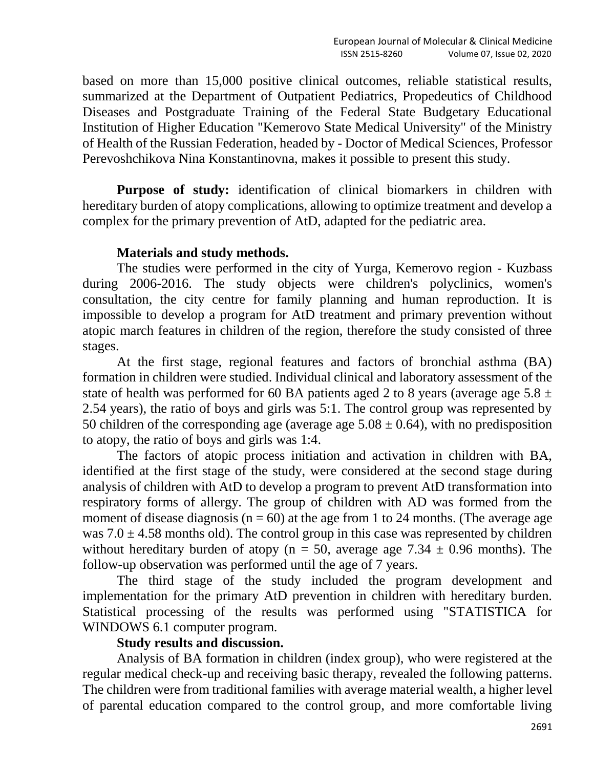based on more than 15,000 positive clinical outcomes, reliable statistical results, summarized at the Department of Outpatient Pediatrics, Propedeutics of Childhood Diseases and Postgraduate Training of the Federal State Budgetary Educational Institution of Higher Education "Kemerovo State Medical University" of the Ministry of Health of the Russian Federation, headed by - Doctor of Medical Sciences, Professor Perevoshchikova Nina Konstantinovna, makes it possible to present this study.

**Purpose of study:** identification of clinical biomarkers in children with hereditary burden of atopy complications, allowing to optimize treatment and develop a complex for the primary prevention of AtD, adapted for the pediatric area.

**Materials and study methods.**

The studies were performed in the city of Yurga, Kemerovo region - Kuzbass during 2006-2016. The study objects were children's polyclinics, women's consultation, the city centre for family planning and human reproduction. It is impossible to develop a program for AtD treatment and primary prevention without atopic march features in children of the region, therefore the study consisted of three stages.

At the first stage, regional features and factors of bronchial asthma (BA) formation in children were studied. Individual clinical and laboratory assessment of the state of health was performed for 60 BA patients aged 2 to 8 years (average age $5.8 \pm 2.54$ years), the ratio of boys and girls was 5:1. The control group was represented by 50 children of the corresponding age (average age $5.08 \pm 0.64$), with no predisposition to atopy, the ratio of boys and girls was 1:4.

The factors of atopic process initiation and activation in children with BA, identified at the first stage of the study, were considered at the second stage during analysis of children with AtD to develop a program to prevent AtD transformation into respiratory forms of allergy. The group of children with AD was formed from the moment of disease diagnosis ($n = 60$) at the age from 1 to 24 months. (The average age was $7.0 \pm 4.58$ months old). The control group in this case was represented by children without hereditary burden of atopy ($n = 50$, average age $7.34 \pm 0.96$ months). The follow-up observation was performed until the age of 7 years.

The third stage of the study included the program development and implementation for the primary AtD prevention in children with hereditary burden. Statistical processing of the results was performed using "STATISTICA for WINDOWS 6.1 computer program.

**Study results and discussion.**

Analysis of BA formation in children (index group), who were registered at the regular medical check-up and receiving basic therapy, revealed the following patterns. The children were from traditional families with average material wealth, a higher level of parental education compared to the control group, and more comfortable living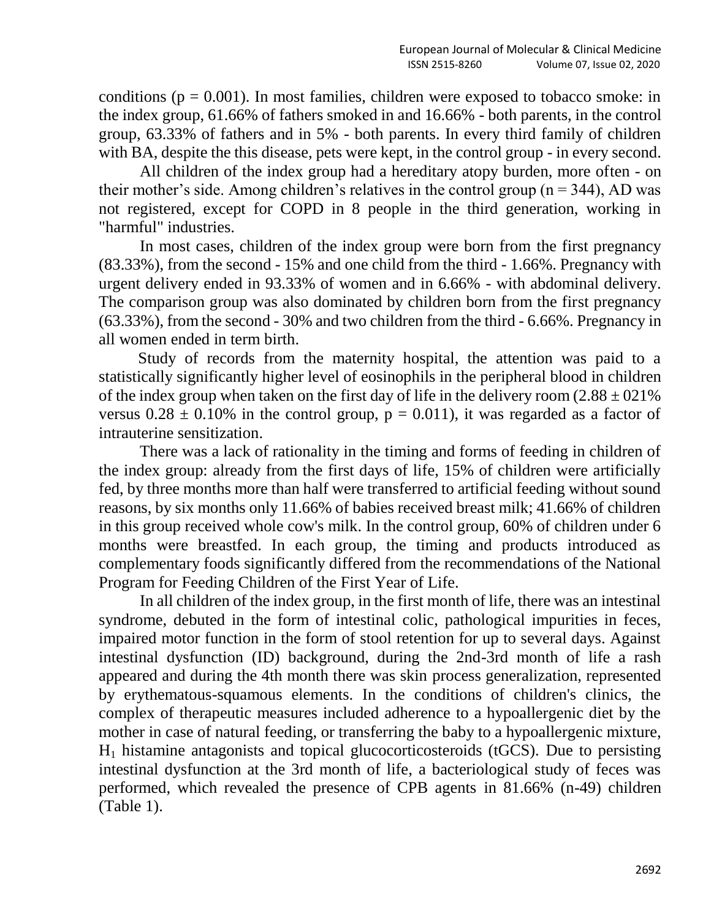conditions ($p = 0.001$). In most families, children were exposed to tobacco smoke: in the index group, 61.66% of fathers smoked in and 16.66% - both parents, in the control group, 63.33% of fathers and in 5% - both parents. In every third family of children with BA, despite the this disease, pets were kept, in the control group - in every second.

All children of the index group had a hereditary atopy burden, more often - on their mother's side. Among children's relatives in the control group ($n = 344$), AD was not registered, except for COPD in 8 people in the third generation, working in "harmful" industries.

In most cases, children of the index group were born from the first pregnancy (83.33%), from the second - 15% and one child from the third - 1.66%. Pregnancy with urgent delivery ended in 93.33% of women and in 6.66% - with abdominal delivery. The comparison group was also dominated by children born from the first pregnancy (63.33%), from the second - 30% and two children from the third - 6.66%. Pregnancy in all women ended in term birth.

Study of records from the maternity hospital, the attention was paid to a statistically significantly higher level of eosinophils in the peripheral blood in children of the index group when taken on the first day of life in the delivery room ($2.88 \pm 021\%$ versus $0.28 \pm 0.10\%$ in the control group, $p = 0.011$), it was regarded as a factor of intrauterine sensitization.

There was a lack of rationality in the timing and forms of feeding in children of the index group: already from the first days of life, 15% of children were artificially fed, by three months more than half were transferred to artificial feeding without sound reasons, by six months only 11.66% of babies received breast milk; 41.66% of children in this group received whole cow's milk. In the control group, 60% of children under 6 months were breastfed. In each group, the timing and products introduced as complementary foods significantly differed from the recommendations of the National Program for Feeding Children of the First Year of Life.

In all children of the index group, in the first month of life, there was an intestinal syndrome, debuted in the form of intestinal colic, pathological impurities in feces, impaired motor function in the form of stool retention for up to several days. Against intestinal dysfunction (ID) background, during the 2nd-3rd month of life a rash appeared and during the 4th month there was skin process generalization, represented by erythematous-squamous elements. In the conditions of children's clinics, the complex of therapeutic measures included adherence to a hypoallergenic diet by the mother in case of natural feeding, or transferring the baby to a hypoallergenic mixture, $H_1$ histamine antagonists and topical glucocorticosteroids (tGCS). Due to persisting intestinal dysfunction at the 3rd month of life, a bacteriological study of feces was performed, which revealed the presence of CPB agents in 81.66% (n-49) children (Table 1).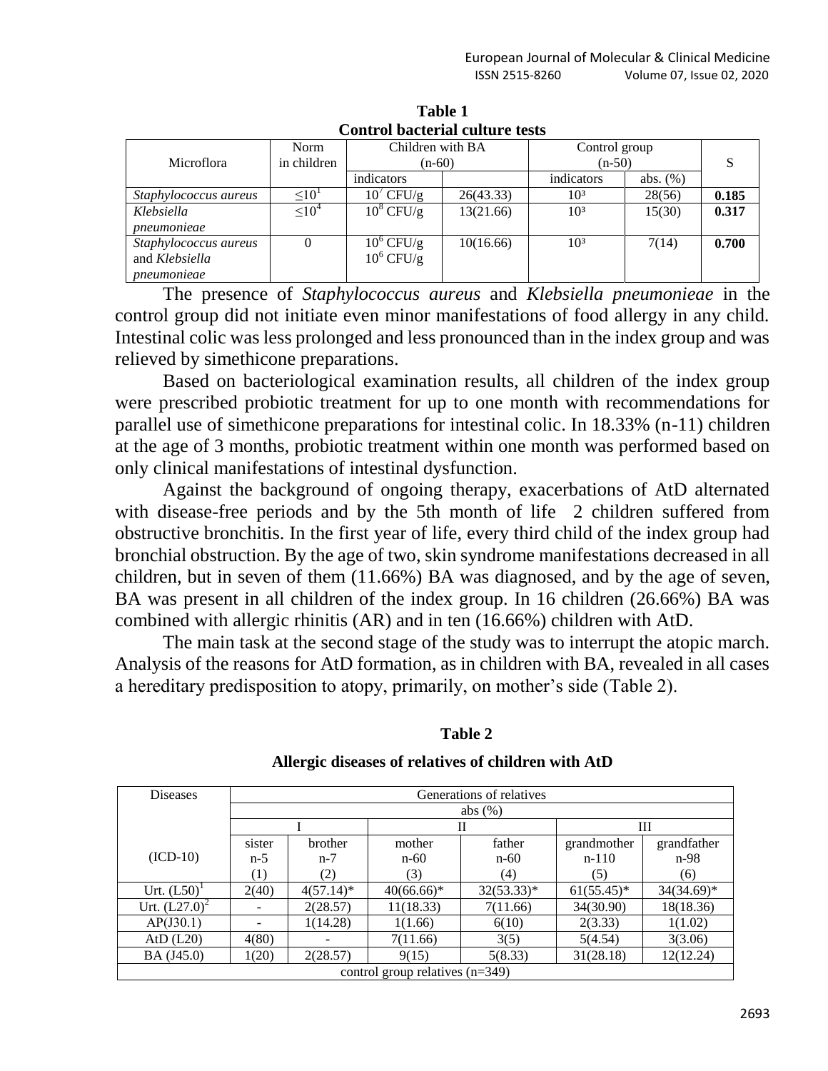**Table 1**
**Control bacterial culture tests**

| Microflora | Norm in children | Children with BA (n-60) | | Control group (n-50) | | S |
|---|---|---|---|---|---|---|
| | | indicators | | indicators | abs. (%) | |
| *Staphylococcus aureus* | $\leq 10^1$ | $10^7$ CFU/g | 26(43.33) | $10^3$ | 28(56) | **0.185** |
| *Klebsiella pneumonieae* | $\leq 10^4$ | $10^8$ CFU/g | 13(21.66) | $10^3$ | 15(30) | **0.317** |
| *Staphylococcus aureus* and *Klebsiella pneumonieae* | 0 | $10^6$ CFU/g $10^6$ CFU/g | 10(16.66) | $10^3$ | 7(14) | **0.700** |

The presence of *Staphylococcus aureus* and *Klebsiella pneumonieae* in the control group did not initiate even minor manifestations of food allergy in any child. Intestinal colic was less prolonged and less pronounced than in the index group and was relieved by simethicone preparations.

Based on bacteriological examination results, all children of the index group were prescribed probiotic treatment for up to one month with recommendations for parallel use of simethicone preparations for intestinal colic. In 18.33% (n-11) children at the age of 3 months, probiotic treatment within one month was performed based on only clinical manifestations of intestinal dysfunction.

Against the background of ongoing therapy, exacerbations of AtD alternated with disease-free periods and by the 5th month of life 2 children suffered from obstructive bronchitis. In the first year of life, every third child of the index group had bronchial obstruction. By the age of two, skin syndrome manifestations decreased in all children, but in seven of them (11.66%) BA was diagnosed, and by the age of seven, BA was present in all children of the index group. In 16 children (26.66%) BA was combined with allergic rhinitis (AR) and in ten (16.66%) children with AtD.

The main task at the second stage of the study was to interrupt the atopic march. Analysis of the reasons for AtD formation, as in children with BA, revealed in all cases a hereditary predisposition to atopy, primarily, on mother's side (Table 2).

**Table 2**

**Allergic diseases of relatives of children with AtD**

| Diseases | Generations of relatives | | | | | |
|---|---|---|---|---|---|---|
| | abs (%) | | | | | |
| | I | | II | | III | |
| (ICD-10) | sister n-5 (1) | brother n-7 (2) | mother n-60 (3) | father n-60 (4) | grandmother n-110 (5) | grandfather n-98 (6) |
| Urt. (L50)[1] | 2(40) | 4(57.14)* | 40(66.66)* | 32(53.33)* | 61(55.45)* | 34(34.69)* |
| Urt. (L27.0)[2] | - | 2(28.57) | 11(18.33) | 7(11.66) | 34(30.90) | 18(18.36) |
| AP(J30.1) | - | 1(14.28) | 1(1.66) | 6(10) | 2(3.33) | 1(1.02) |
| AtD (L20) | 4(80) | - | 7(11.66) | 3(5) | 5(4.54) | 3(3.06) |
| BA (J45.0) | 1(20) | 2(28.57) | 9(15) | 5(8.33) | 31(28.18) | 12(12.24) |
| control group relatives (n=349) | | | | | | |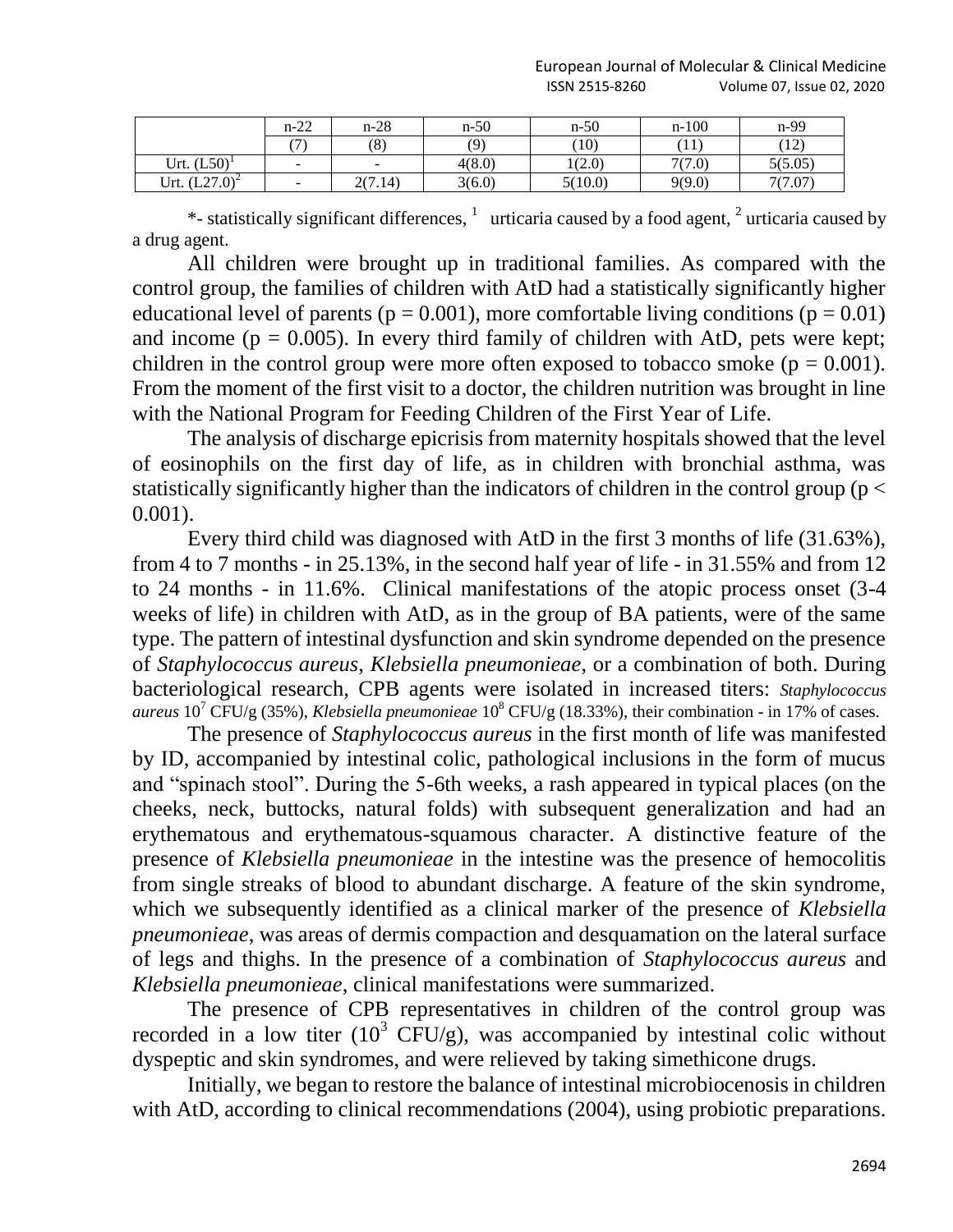| | n-22 | n-28 | n-50 | n-50 | n-100 | n-99 |
|---|---|---|---|---|---|---|
| | (7) | (8) | (9) | (10) | (11) | (12) |
| Urt. (L50)[1] | - | - | 4(8.0) | 1(2.0) | 7(7.0) | 5(5.05) |
| Urt. (L27.0)[2] | - | 2(7.14) | 3(6.0) | 5(10.0) | 9(9.0) | 7(7.07) |

*- statistically significant differences, [1] urticaria caused by a food agent, [2] urticaria caused by a drug agent.

All children were brought up in traditional families. As compared with the control group, the families of children with AtD had a statistically significantly higher educational level of parents ($p = 0.001$), more comfortable living conditions ($p = 0.01$) and income ($p = 0.005$). In every third family of children with AtD, pets were kept; children in the control group were more often exposed to tobacco smoke ($p = 0.001$). From the moment of the first visit to a doctor, the children nutrition was brought in line with the National Program for Feeding Children of the First Year of Life.

The analysis of discharge epicrisis from maternity hospitals showed that the level of eosinophils on the first day of life, as in children with bronchial asthma, was statistically significantly higher than the indicators of children in the control group ($p < 0.001$).

Every third child was diagnosed with AtD in the first 3 months of life (31.63%), from 4 to 7 months - in 25.13%, in the second half year of life - in 31.55% and from 12 to 24 months - in 11.6%. Clinical manifestations of the atopic process onset (3-4 weeks of life) in children with AtD, as in the group of BA patients, were of the same type. The pattern of intestinal dysfunction and skin syndrome depended on the presence of *Staphylococcus aureus*, *Klebsiella pneumonieae*, or a combination of both. During bacteriological research, CPB agents were isolated in increased titers: *Staphylococcus aureus* $10^7$ CFU/g (35%), *Klebsiella pneumonieae* $10^8$ CFU/g (18.33%), their combination - in 17% of cases.

The presence of *Staphylococcus aureus* in the first month of life was manifested by ID, accompanied by intestinal colic, pathological inclusions in the form of mucus and "spinach stool". During the 5-6th weeks, a rash appeared in typical places (on the cheeks, neck, buttocks, natural folds) with subsequent generalization and had an erythematous and erythematous-squamous character. A distinctive feature of the presence of *Klebsiella pneumonieae* in the intestine was the presence of hemocolitis from single streaks of blood to abundant discharge. A feature of the skin syndrome, which we subsequently identified as a clinical marker of the presence of *Klebsiella pneumonieae*, was areas of dermis compaction and desquamation on the lateral surface of legs and thighs. In the presence of a combination of *Staphylococcus aureus* and *Klebsiella pneumonieae*, clinical manifestations were summarized.

The presence of CPB representatives in children of the control group was recorded in a low titer ($10^3$ CFU/g), was accompanied by intestinal colic without dyspeptic and skin syndromes, and were relieved by taking simethicone drugs.

Initially, we began to restore the balance of intestinal microbiocenosis in children with AtD, according to clinical recommendations (2004), using probiotic preparations.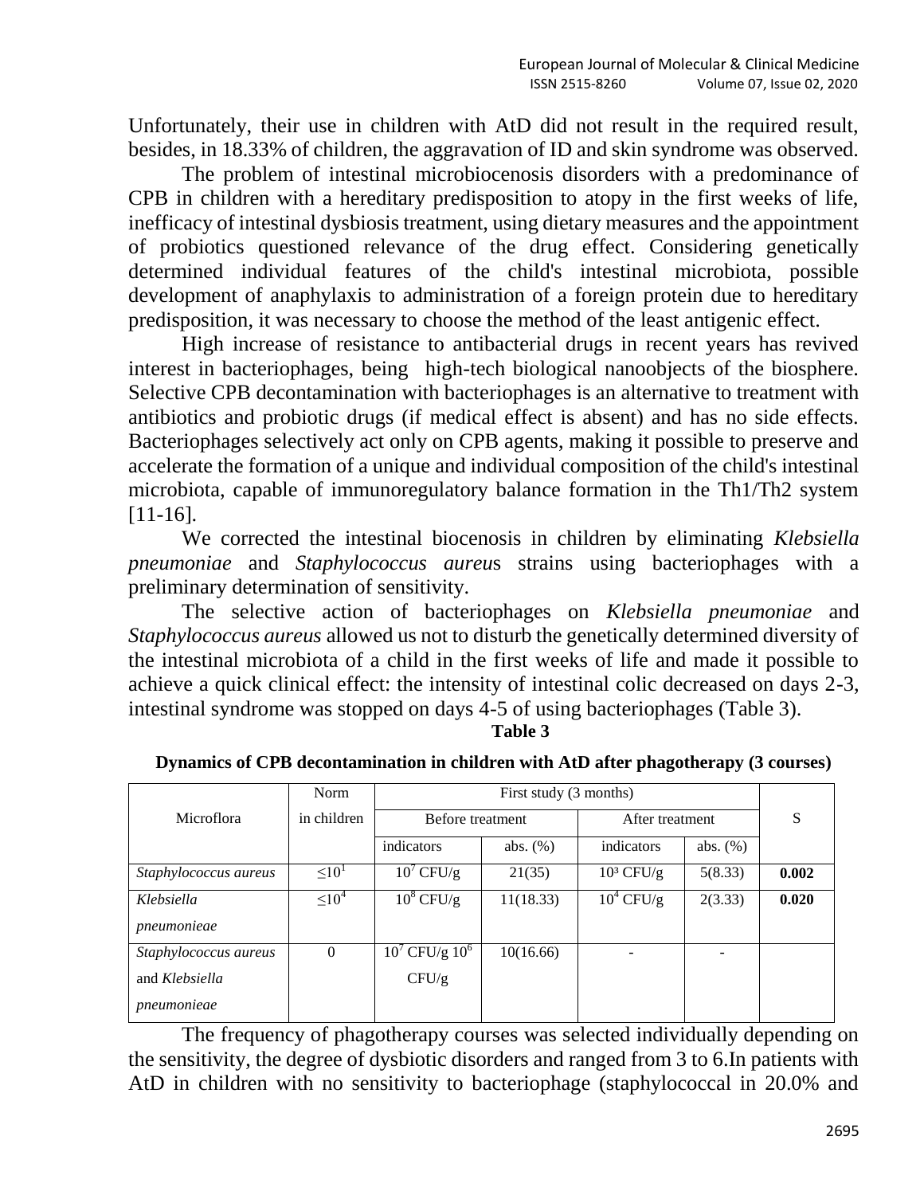Unfortunately, their use in children with AtD did not result in the required result, besides, in 18.33% of children, the aggravation of ID and skin syndrome was observed.

The problem of intestinal microbiocenosis disorders with a predominance of CPB in children with a hereditary predisposition to atopy in the first weeks of life, inefficacy of intestinal dysbiosis treatment, using dietary measures and the appointment of probiotics questioned relevance of the drug effect. Considering genetically determined individual features of the child's intestinal microbiota, possible development of anaphylaxis to administration of a foreign protein due to hereditary predisposition, it was necessary to choose the method of the least antigenic effect.

High increase of resistance to antibacterial drugs in recent years has revived interest in bacteriophages, being high-tech biological nanoobjects of the biosphere. Selective CPB decontamination with bacteriophages is an alternative to treatment with antibiotics and probiotic drugs (if medical effect is absent) and has no side effects. Bacteriophages selectively act only on CPB agents, making it possible to preserve and accelerate the formation of a unique and individual composition of the child's intestinal microbiota, capable of immunoregulatory balance formation in the Th1/Th2 system [11-16].

We corrected the intestinal biocenosis in children by eliminating *Klebsiella pneumoniae* and *Staphylococcus aureu*s strains using bacteriophages with a preliminary determination of sensitivity.

The selective action of bacteriophages on *Klebsiella pneumoniae* and *Staphylococcus aureus* allowed us not to disturb the genetically determined diversity of the intestinal microbiota of a child in the first weeks of life and made it possible to achieve a quick clinical effect: the intensity of intestinal colic decreased on days 2-3, intestinal syndrome was stopped on days 4-5 of using bacteriophages (Table 3).

**Table 3**

**Dynamics of CPB decontamination in children with AtD after phagotherapy (3 courses)**

| Microflora | Norm in children | First study (3 months) | | | | S |
|---|---|---|---|---|---|---|
| | | Before treatment | | After treatment | | |
| | | indicators | abs. (%) | indicators | abs. (%) | |
| *Staphylococcus aureus* | $\leq 10^1$ | $10^7$ CFU/g | 21(35) | $10^3$ CFU/g | 5(8.33) | **0.002** |
| *Klebsiella pneumonieae* | $\leq 10^4$ | $10^8$ CFU/g | 11(18.33) | $10^4$ CFU/g | 2(3.33) | **0.020** |
| *Staphylococcus aureus* and *Klebsiella pneumonieae* | 0 | $10^7$ CFU/g $10^6$ CFU/g | 10(16.66) | - | - | |

The frequency of phagotherapy courses was selected individually depending on the sensitivity, the degree of dysbiotic disorders and ranged from 3 to 6.In patients with AtD in children with no sensitivity to bacteriophage (staphylococcal in 20.0% and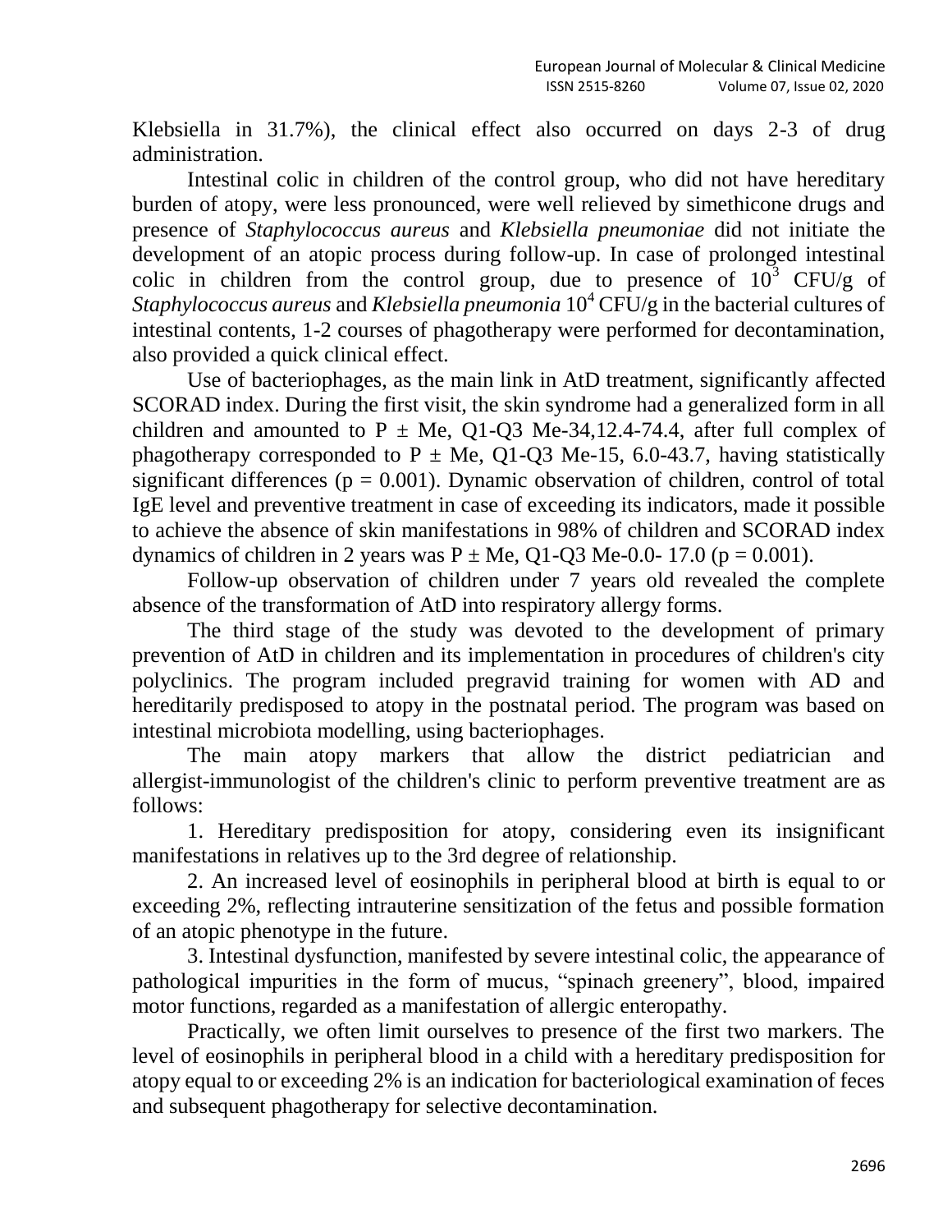Klebsiella in 31.7%), the clinical effect also occurred on days 2-3 of drug administration.

Intestinal colic in children of the control group, who did not have hereditary burden of atopy, were less pronounced, were well relieved by simethicone drugs and presence of *Staphylococcus aureus* and *Klebsiella pneumoniae* did not initiate the development of an atopic process during follow-up. In case of prolonged intestinal colic in children from the control group, due to presence of $10^3$ CFU/g of *Staphylococcus aureus* and *Klebsiella pneumonia* $10^4$ CFU/g in the bacterial cultures of intestinal contents, 1-2 courses of phagotherapy were performed for decontamination, also provided a quick clinical effect.

Use of bacteriophages, as the main link in AtD treatment, significantly affected SCORAD index. During the first visit, the skin syndrome had a generalized form in all children and amounted to P ± Me, Q1-Q3 Me-34,12.4-74.4, after full complex of phagotherapy corresponded to P ± Me, Q1-Q3 Me-15, 6.0-43.7, having statistically significant differences ($p = 0.001$). Dynamic observation of children, control of total IgE level and preventive treatment in case of exceeding its indicators, made it possible to achieve the absence of skin manifestations in 98% of children and SCORAD index dynamics of children in 2 years was P ± Me, Q1-Q3 Me-0.0- 17.0 ($p = 0.001$).

Follow-up observation of children under 7 years old revealed the complete absence of the transformation of AtD into respiratory allergy forms.

The third stage of the study was devoted to the development of primary prevention of AtD in children and its implementation in procedures of children's city polyclinics. The program included pregravid training for women with AD and hereditarily predisposed to atopy in the postnatal period. The program was based on intestinal microbiota modelling, using bacteriophages.

The main atopy markers that allow the district pediatrician and allergist-immunologist of the children's clinic to perform preventive treatment are as follows:

1. Hereditary predisposition for atopy, considering even its insignificant manifestations in relatives up to the 3rd degree of relationship.

2. An increased level of eosinophils in peripheral blood at birth is equal to or exceeding 2%, reflecting intrauterine sensitization of the fetus and possible formation of an atopic phenotype in the future.

3. Intestinal dysfunction, manifested by severe intestinal colic, the appearance of pathological impurities in the form of mucus, "spinach greenery", blood, impaired motor functions, regarded as a manifestation of allergic enteropathy.

Practically, we often limit ourselves to presence of the first two markers. The level of eosinophils in peripheral blood in a child with a hereditary predisposition for atopy equal to or exceeding 2% is an indication for bacteriological examination of feces and subsequent phagotherapy for selective decontamination.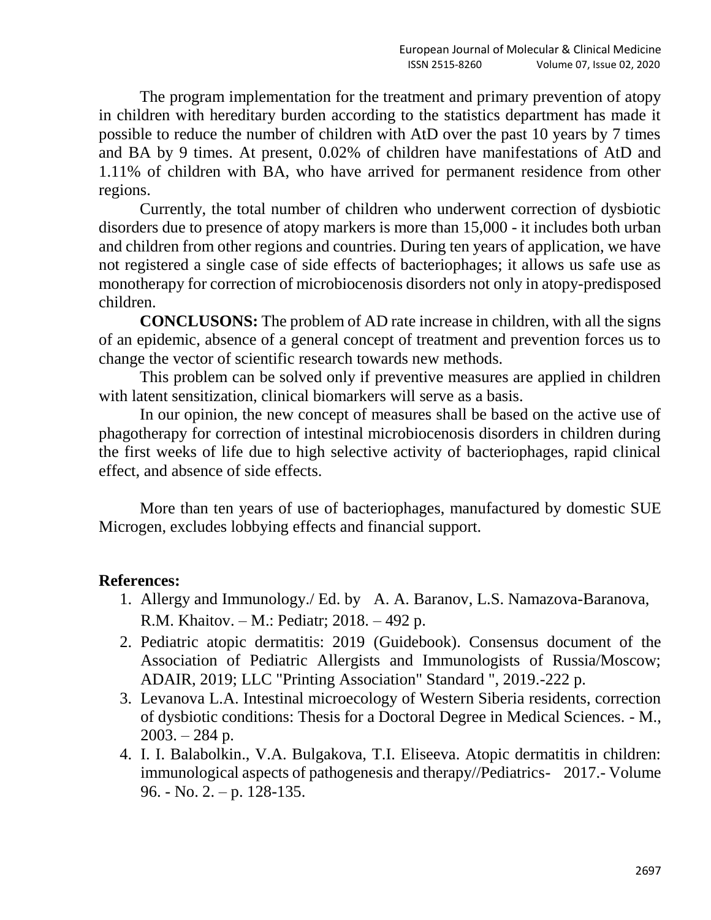The program implementation for the treatment and primary prevention of atopy in children with hereditary burden according to the statistics department has made it possible to reduce the number of children with AtD over the past 10 years by 7 times and BA by 9 times. At present, 0.02% of children have manifestations of AtD and 1.11% of children with BA, who have arrived for permanent residence from other regions.

Currently, the total number of children who underwent correction of dysbiotic disorders due to presence of atopy markers is more than 15,000 - it includes both urban and children from other regions and countries. During ten years of application, we have not registered a single case of side effects of bacteriophages; it allows us safe use as monotherapy for correction of microbiocenosis disorders not only in atopy-predisposed children.

**CONCLUSONS:** The problem of AD rate increase in children, with all the signs of an epidemic, absence of a general concept of treatment and prevention forces us to change the vector of scientific research towards new methods.

This problem can be solved only if preventive measures are applied in children with latent sensitization, clinical biomarkers will serve as a basis.

In our opinion, the new concept of measures shall be based on the active use of phagotherapy for correction of intestinal microbiocenosis disorders in children during the first weeks of life due to high selective activity of bacteriophages, rapid clinical effect, and absence of side effects.

More than ten years of use of bacteriophages, manufactured by domestic SUE Microgen, excludes lobbying effects and financial support.

**References:**

1. Allergy and Immunology./ Ed. by A. A. Baranov, L.S. Namazova-Baranova, R.M. Khaitov. – M.: Pediatr; 2018. – 492 p.
2. Pediatric atopic dermatitis: 2019 (Guidebook). Consensus document of the Association of Pediatric Allergists and Immunologists of Russia/Moscow; ADAIR, 2019; LLC "Printing Association" Standard ", 2019.-222 p.
3. Levanova L.A. Intestinal microecology of Western Siberia residents, correction of dysbiotic conditions: Thesis for a Doctoral Degree in Medical Sciences. - M., 2003. – 284 p.
4. I. I. Balabolkin., V.A. Bulgakova, T.I. Eliseeva. Atopic dermatitis in children: immunological aspects of pathogenesis and therapy//Pediatrics- 2017.- Volume 96. - No. 2. – p. 128-135.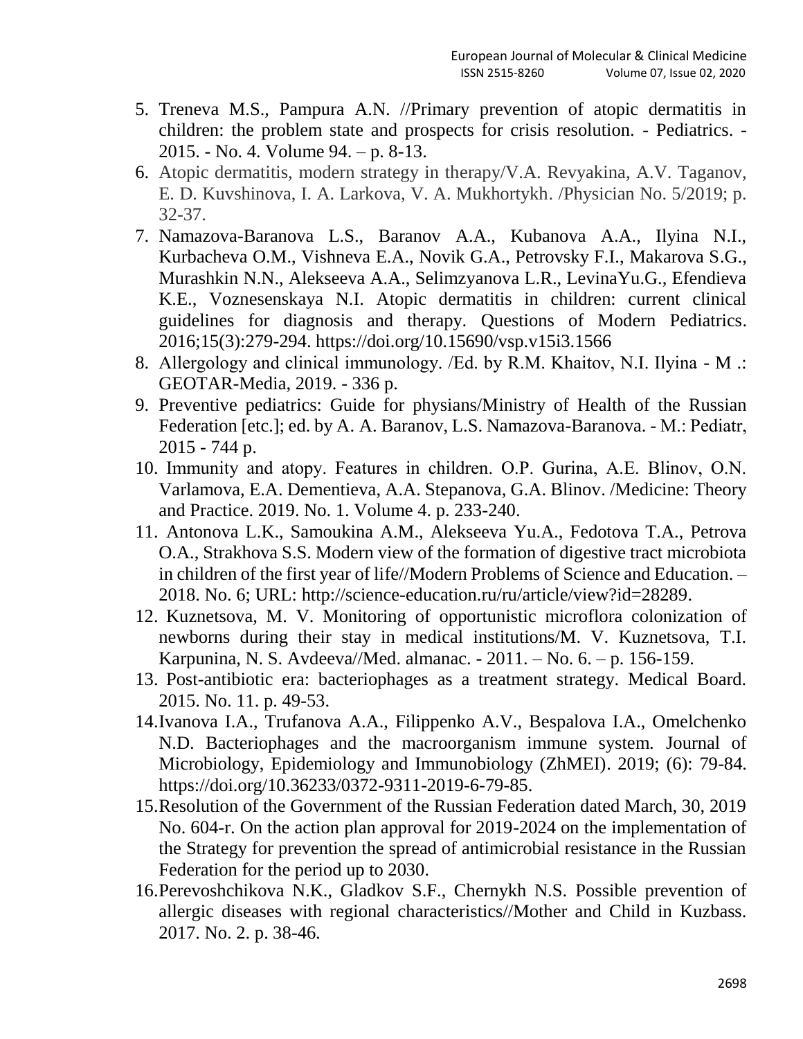5. Treneva M.S., Pampura A.N. //Primary prevention of atopic dermatitis in children: the problem state and prospects for crisis resolution. - Pediatrics. - 2015. - No. 4. Volume 94. – p. 8-13.
6. Atopic dermatitis, modern strategy in therapy/V.A. Revyakina, A.V. Taganov, E. D. Kuvshinova, I. A. Larkova, V. A. Mukhortykh. /Physician No. 5/2019; p. 32-37.
7. Namazova-Baranova L.S., Baranov A.A., Kubanova A.A., Ilyina N.I., Kurbacheva O.M., Vishneva E.A., Novik G.A., Petrovsky F.I., Makarova S.G., Murashkin N.N., Alekseeva A.A., Selimzyanova L.R., LevinaYu.G., Efendieva K.E., Voznesenskaya N.I. Atopic dermatitis in children: current clinical guidelines for diagnosis and therapy. Questions of Modern Pediatrics. 2016;15(3):279-294. https://doi.org/10.15690/vsp.v15i3.1566
8. Allergology and clinical immunology. /Ed. by R.M. Khaitov, N.I. Ilyina - M .: GEOTAR-Media, 2019. - 336 p.
9. Preventive pediatrics: Guide for physians/Ministry of Health of the Russian Federation [etc.]; ed. by A. A. Baranov, L.S. Namazova-Baranova. - M.: Pediatr, 2015 - 744 p.
10. Immunity and atopy. Features in children. O.P. Gurina, A.E. Blinov, O.N. Varlamova, E.A. Dementieva, A.A. Stepanova, G.A. Blinov. /Medicine: Theory and Practice. 2019. No. 1. Volume 4. p. 233-240.
11. Antonova L.K., Samoukina A.M., Alekseeva Yu.A., Fedotova T.A., Petrova O.A., Strakhova S.S. Modern view of the formation of digestive tract microbiota in children of the first year of life//Modern Problems of Science and Education. – 2018. No. 6; URL: http://science-education.ru/ru/article/view?id=28289.
12. Kuznetsova, M. V. Monitoring of opportunistic microflora colonization of newborns during their stay in medical institutions/M. V. Kuznetsova, T.I. Karpunina, N. S. Avdeeva//Med. almanac. - 2011. – No. 6. – p. 156-159.
13. Post-antibiotic era: bacteriophages as a treatment strategy. Medical Board. 2015. No. 11. p. 49-53.
14. Ivanova I.A., Trufanova A.A., Filippenko A.V., Bespalova I.A., Omelchenko N.D. Bacteriophages and the macroorganism immune system. Journal of Microbiology, Epidemiology and Immunobiology (ZhMEI). 2019; (6): 79-84. https://doi.org/10.36233/0372-9311-2019-6-79-85.
15. Resolution of the Government of the Russian Federation dated March, 30, 2019 No. 604-r. On the action plan approval for 2019-2024 on the implementation of the Strategy for prevention the spread of antimicrobial resistance in the Russian Federation for the period up to 2030.
16. Perevoshchikova N.K., Gladkov S.F., Chernykh N.S. Possible prevention of allergic diseases with regional characteristics//Mother and Child in Kuzbass. 2017. No. 2. p. 38-46.